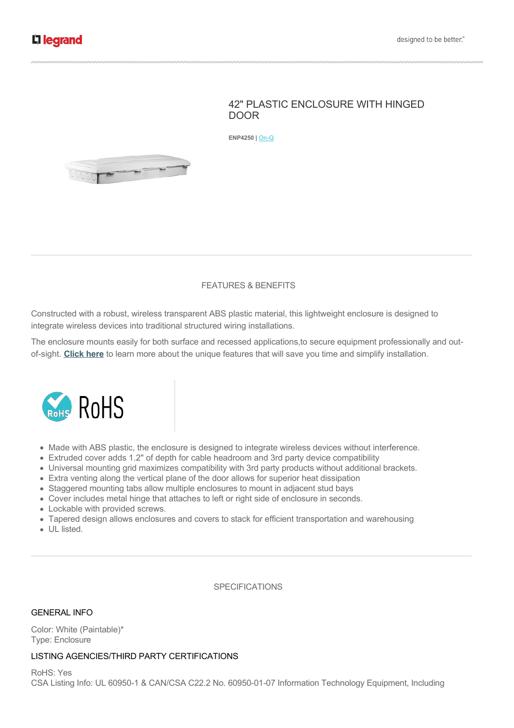# 42" PLASTIC ENCLOSURE WITH HINGED DOOR

**ENP4250** | On-Q

## FEATURES & BENEFITS

Constructed with a robust, wireless transparent ABS plastic material, this lightweight enclosure is designed to integrate wireless devices into traditional structured wiring installations.

The enclosure mounts easily for both surface and recessed applications,to secure equipment professionally and out-of-sight. **Click here** to learn more about the unique features that will save you time and simplify installation.

RoHS

- Made with ABS plastic, the enclosure is designed to integrate wireless devices without interference.
- Extruded cover adds 1.2" of depth for cable headroom and 3rd party device compatibility
- Universal mounting grid maximizes compatibility with 3rd party products without additional brackets.
- Extra venting along the vertical plane of the door allows for superior heat dissipation
- Staggered mounting tabs allow multiple enclosures to mount in adjacent stud bays
- Cover includes metal hinge that attaches to left or right side of enclosure in seconds.
- Lockable with provided screws.
- Tapered design allows enclosures and covers to stack for efficient transportation and warehousing
- UL listed.

## SPECIFICATIONS

### GENERAL INFO

Color: White (Paintable)*
Type: Enclosure

### LISTING AGENCIES/THIRD PARTY CERTIFICATIONS

RoHS: Yes
CSA Listing Info: UL 60950-1 & CAN/CSA C22.2 No. 60950-01-07 Information Technology Equipment, Including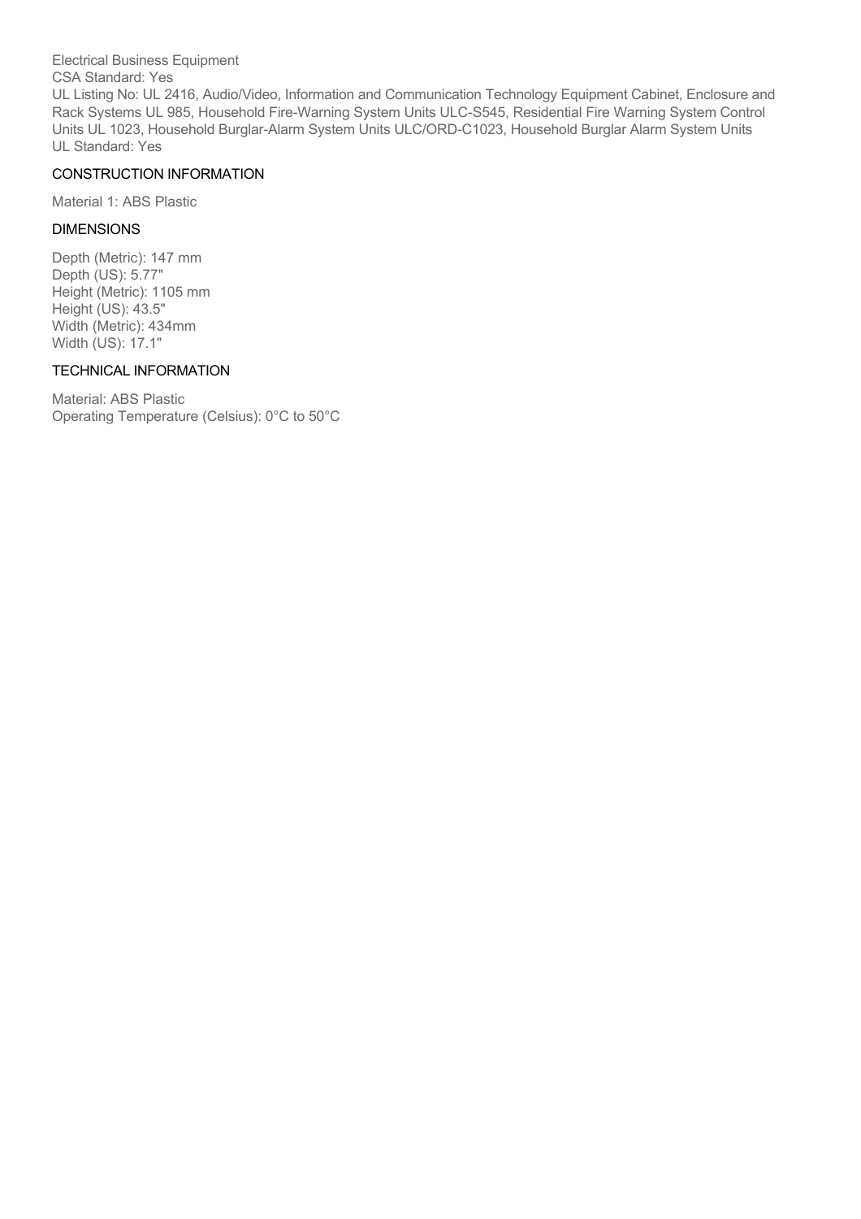Electrical Business Equipment
CSA Standard: Yes
UL Listing No: UL 2416, Audio/Video, Information and Communication Technology Equipment Cabinet, Enclosure and Rack Systems UL 985, Household Fire-Warning System Units ULC-S545, Residential Fire Warning System Control Units UL 1023, Household Burglar-Alarm System Units ULC/ORD-C1023, Household Burglar Alarm System Units
UL Standard: Yes

## CONSTRUCTION INFORMATION

Material 1: ABS Plastic

## DIMENSIONS

Depth (Metric): 147 mm
Depth (US): 5.77"
Height (Metric): 1105 mm
Height (US): 43.5"
Width (Metric): 434mm
Width (US): 17.1"

## TECHNICAL INFORMATION

Material: ABS Plastic
Operating Temperature (Celsius): 0°C to 50°C